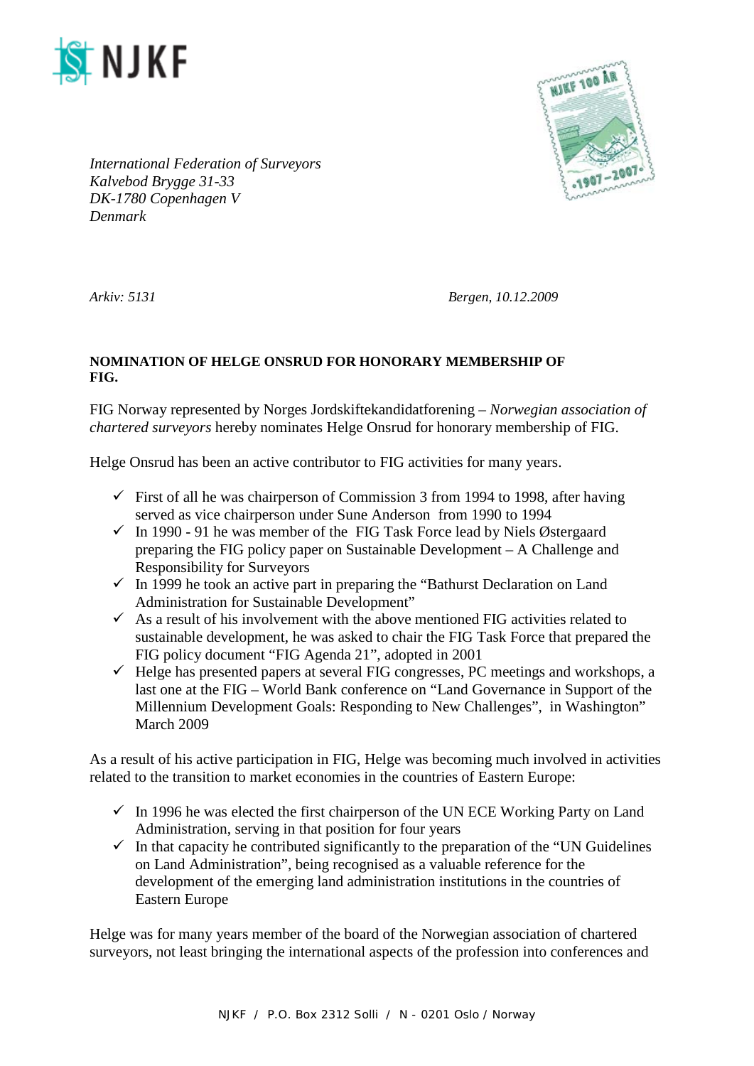NJKF

*International Federation of Surveyors*
*Kalvebod Brygge 31-33*
*DK-1780 Copenhagen V*
*Denmark*

*Arkiv: 5131* *Bergen, 10.12.2009*

**NOMINATION OF HELGE ONSRUD FOR HONORARY MEMBERSHIP OF FIG.**

FIG Norway represented by Norges Jordskiftekandidatforening – *Norwegian association of chartered surveyors* hereby nominates Helge Onsrud for honorary membership of FIG.

Helge Onsrud has been an active contributor to FIG activities for many years.

- ✓ First of all he was chairperson of Commission 3 from 1994 to 1998, after having served as vice chairperson under Sune Anderson from 1990 to 1994
- ✓ In 1990 - 91 he was member of the FIG Task Force lead by Niels Østergaard preparing the FIG policy paper on Sustainable Development – A Challenge and Responsibility for Surveyors
- ✓ In 1999 he took an active part in preparing the "Bathurst Declaration on Land Administration for Sustainable Development"
- ✓ As a result of his involvement with the above mentioned FIG activities related to sustainable development, he was asked to chair the FIG Task Force that prepared the FIG policy document "FIG Agenda 21", adopted in 2001
- ✓ Helge has presented papers at several FIG congresses, PC meetings and workshops, a last one at the FIG – World Bank conference on "Land Governance in Support of the Millennium Development Goals: Responding to New Challenges", in Washington" March 2009

As a result of his active participation in FIG, Helge was becoming much involved in activities related to the transition to market economies in the countries of Eastern Europe:

- ✓ In 1996 he was elected the first chairperson of the UN ECE Working Party on Land Administration, serving in that position for four years
- ✓ In that capacity he contributed significantly to the preparation of the "UN Guidelines on Land Administration", being recognised as a valuable reference for the development of the emerging land administration institutions in the countries of Eastern Europe

Helge was for many years member of the board of the Norwegian association of chartered surveyors, not least bringing the international aspects of the profession into conferences and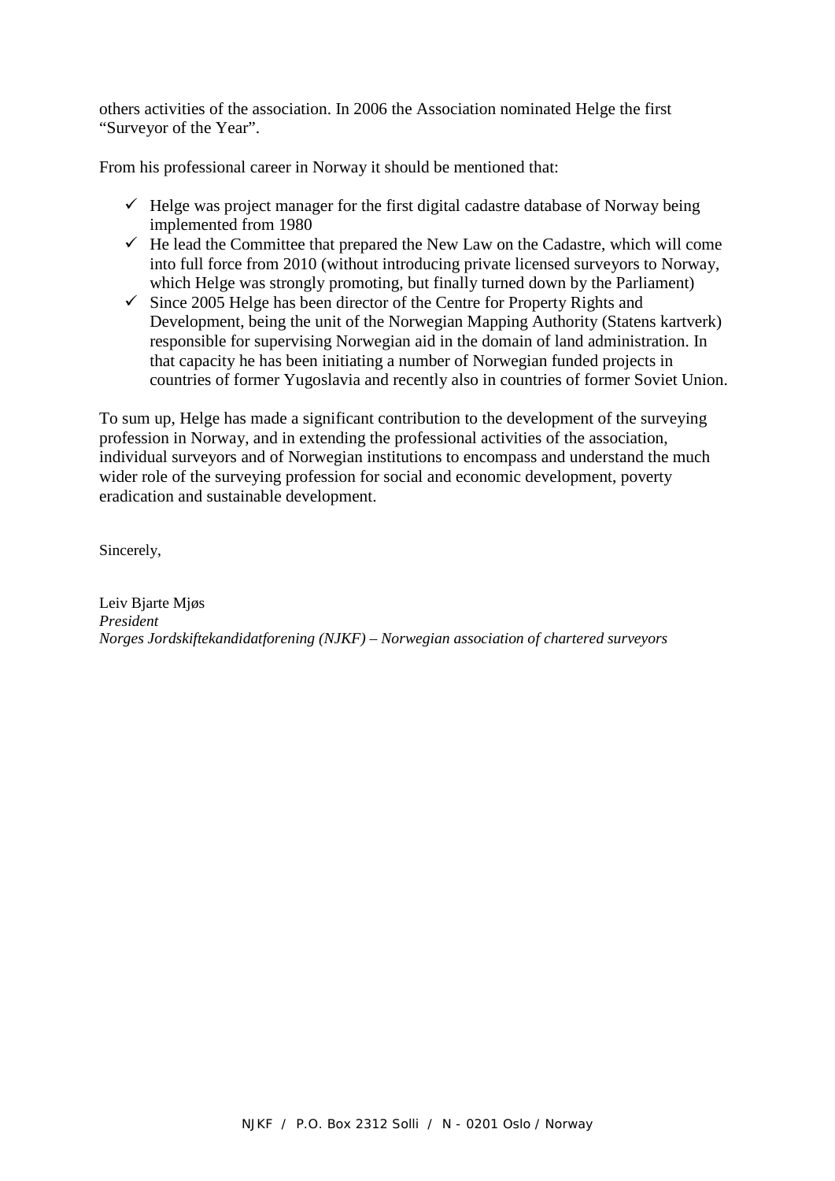others activities of the association. In 2006 the Association nominated Helge the first "Surveyor of the Year".

From his professional career in Norway it should be mentioned that:

- ✓ Helge was project manager for the first digital cadastre database of Norway being implemented from 1980
- ✓ He lead the Committee that prepared the New Law on the Cadastre, which will come into full force from 2010 (without introducing private licensed surveyors to Norway, which Helge was strongly promoting, but finally turned down by the Parliament)
- ✓ Since 2005 Helge has been director of the Centre for Property Rights and Development, being the unit of the Norwegian Mapping Authority (Statens kartverk) responsible for supervising Norwegian aid in the domain of land administration. In that capacity he has been initiating a number of Norwegian funded projects in countries of former Yugoslavia and recently also in countries of former Soviet Union.

To sum up, Helge has made a significant contribution to the development of the surveying profession in Norway, and in extending the professional activities of the association, individual surveyors and of Norwegian institutions to encompass and understand the much wider role of the surveying profession for social and economic development, poverty eradication and sustainable development.

Sincerely,

Leiv Bjarte Mjøs
*President*
*Norges Jordskiftekandidatforening (NJKF) – Norwegian association of chartered surveyors*